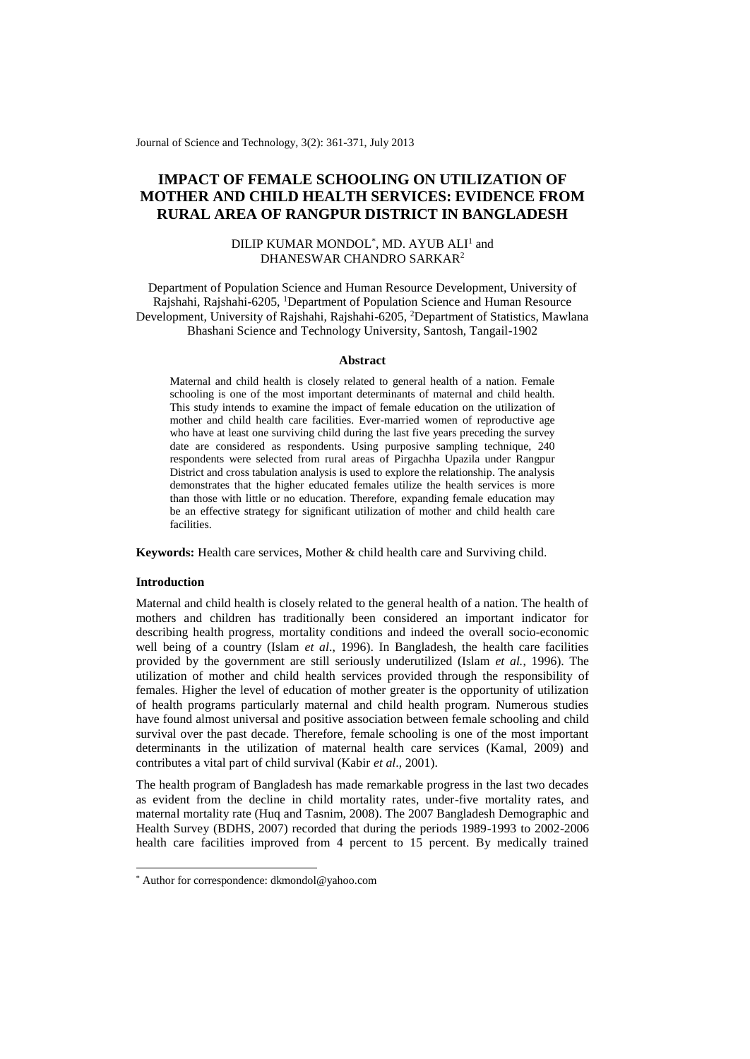# IMPACT OF FEMALE SCHOOLING ON UTILIZATION OF MOTHER AND CHILD HEALTH SERVICES: EVIDENCE FROM RURAL AREA OF RANGPUR DISTRICT IN BANGLADESH

DILIP KUMAR MONDOL*, MD. AYUB ALI[1] and DHANESWAR CHANDRO SARKAR[2]

Department of Population Science and Human Resource Development, University of Rajshahi, Rajshahi-6205, [1]Department of Population Science and Human Resource Development, University of Rajshahi, Rajshahi-6205, [2]Department of Statistics, Mawlana Bhashani Science and Technology University, Santosh, Tangail-1902

### Abstract

Maternal and child health is closely related to general health of a nation. Female schooling is one of the most important determinants of maternal and child health. This study intends to examine the impact of female education on the utilization of mother and child health care facilities. Ever-married women of reproductive age who have at least one surviving child during the last five years preceding the survey date are considered as respondents. Using purposive sampling technique, 240 respondents were selected from rural areas of Pirgachha Upazila under Rangpur District and cross tabulation analysis is used to explore the relationship. The analysis demonstrates that the higher educated females utilize the health services is more than those with little or no education. Therefore, expanding female education may be an effective strategy for significant utilization of mother and child health care facilities.

**Keywords:** Health care services, Mother & child health care and Surviving child.

### Introduction

Maternal and child health is closely related to the general health of a nation. The health of mothers and children has traditionally been considered an important indicator for describing health progress, mortality conditions and indeed the overall socio-economic well being of a country (Islam *et al*., 1996). In Bangladesh, the health care facilities provided by the government are still seriously underutilized (Islam *et al.*, 1996). The utilization of mother and child health services provided through the responsibility of females. Higher the level of education of mother greater is the opportunity of utilization of health programs particularly maternal and child health program. Numerous studies have found almost universal and positive association between female schooling and child survival over the past decade. Therefore, female schooling is one of the most important determinants in the utilization of maternal health care services (Kamal, 2009) and contributes a vital part of child survival (Kabir *et al*., 2001).

The health program of Bangladesh has made remarkable progress in the last two decades as evident from the decline in child mortality rates, under-five mortality rates, and maternal mortality rate (Huq and Tasnim, 2008). The 2007 Bangladesh Demographic and Health Survey (BDHS, 2007) recorded that during the periods 1989-1993 to 2002-2006 health care facilities improved from 4 percent to 15 percent. By medically trained

* Author for correspondence: dkmondol@yahoo.com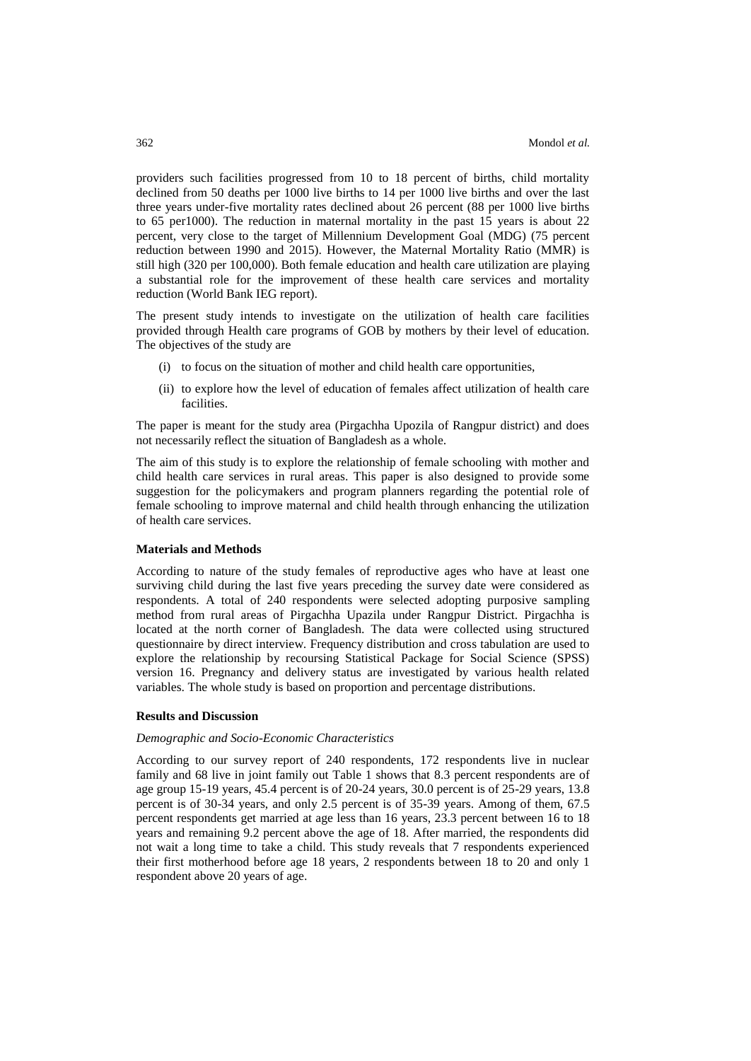providers such facilities progressed from 10 to 18 percent of births, child mortality declined from 50 deaths per 1000 live births to 14 per 1000 live births and over the last three years under-five mortality rates declined about 26 percent (88 per 1000 live births to 65 per1000). The reduction in maternal mortality in the past 15 years is about 22 percent, very close to the target of Millennium Development Goal (MDG) (75 percent reduction between 1990 and 2015). However, the Maternal Mortality Ratio (MMR) is still high (320 per 100,000). Both female education and health care utilization are playing a substantial role for the improvement of these health care services and mortality reduction (World Bank IEG report).

The present study intends to investigate on the utilization of health care facilities provided through Health care programs of GOB by mothers by their level of education. The objectives of the study are

(i) to focus on the situation of mother and child health care opportunities,

(ii) to explore how the level of education of females affect utilization of health care facilities.

The paper is meant for the study area (Pirgachha Upozila of Rangpur district) and does not necessarily reflect the situation of Bangladesh as a whole.

The aim of this study is to explore the relationship of female schooling with mother and child health care services in rural areas. This paper is also designed to provide some suggestion for the policymakers and program planners regarding the potential role of female schooling to improve maternal and child health through enhancing the utilization of health care services.

**Materials and Methods**

According to nature of the study females of reproductive ages who have at least one surviving child during the last five years preceding the survey date were considered as respondents. A total of 240 respondents were selected adopting purposive sampling method from rural areas of Pirgachha Upazila under Rangpur District. Pirgachha is located at the north corner of Bangladesh. The data were collected using structured questionnaire by direct interview. Frequency distribution and cross tabulation are used to explore the relationship by recoursing Statistical Package for Social Science (SPSS) version 16. Pregnancy and delivery status are investigated by various health related variables. The whole study is based on proportion and percentage distributions.

**Results and Discussion**

*Demographic and Socio-Economic Characteristics*

According to our survey report of 240 respondents, 172 respondents live in nuclear family and 68 live in joint family out Table 1 shows that 8.3 percent respondents are of age group 15-19 years, 45.4 percent is of 20-24 years, 30.0 percent is of 25-29 years, 13.8 percent is of 30-34 years, and only 2.5 percent is of 35-39 years. Among of them, 67.5 percent respondents get married at age less than 16 years, 23.3 percent between 16 to 18 years and remaining 9.2 percent above the age of 18. After married, the respondents did not wait a long time to take a child. This study reveals that 7 respondents experienced their first motherhood before age 18 years, 2 respondents between 18 to 20 and only 1 respondent above 20 years of age.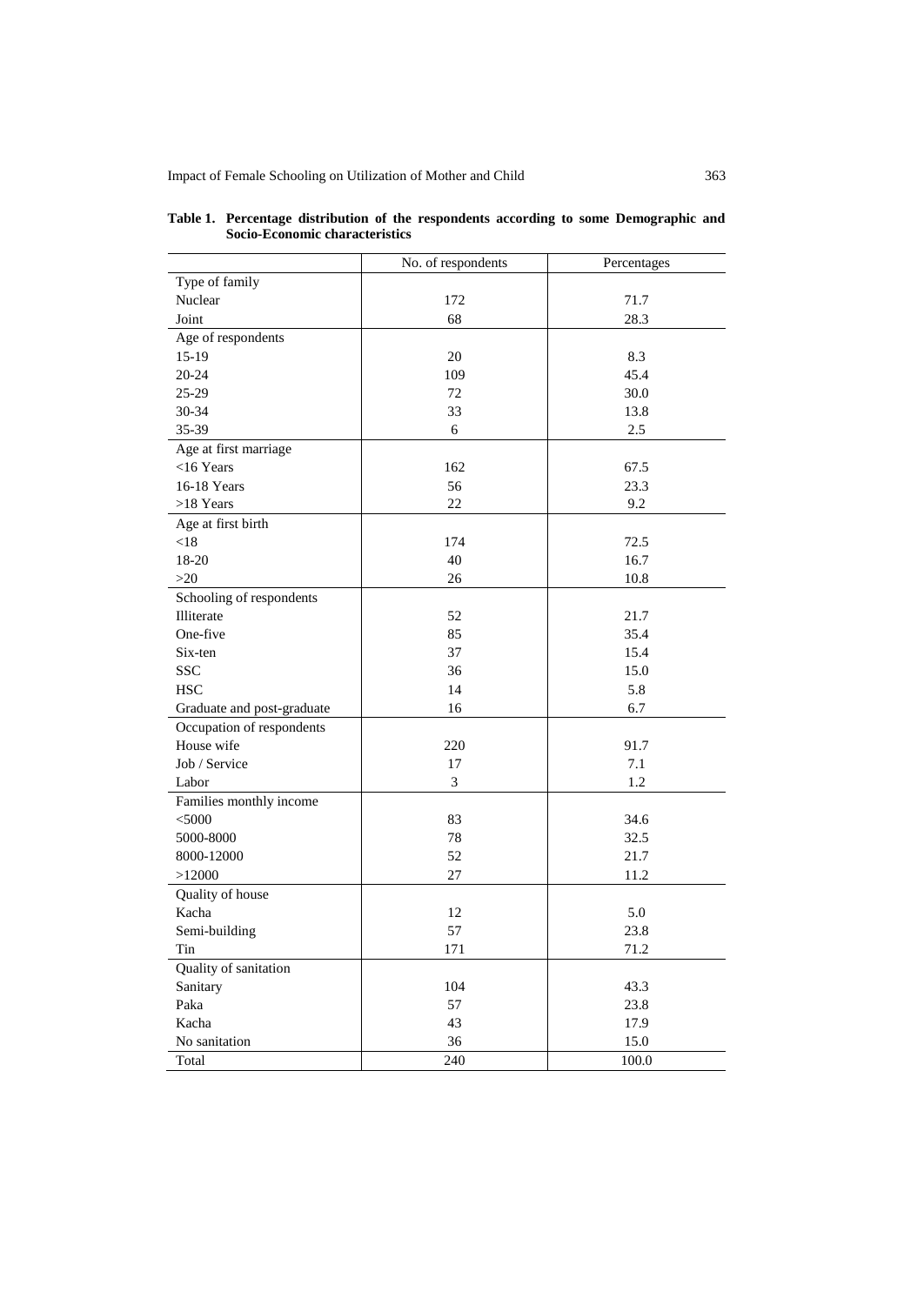**Table 1. Percentage distribution of the respondents according to some Demographic and Socio-Economic characteristics**

| | No. of respondents | Percentages |
|---|---|---|
| Type of family | | |
| Nuclear | 172 | 71.7 |
| Joint | 68 | 28.3 |
| Age of respondents | | |
| 15-19 | 20 | 8.3 |
| 20-24 | 109 | 45.4 |
| 25-29 | 72 | 30.0 |
| 30-34 | 33 | 13.8 |
| 35-39 | 6 | 2.5 |
| Age at first marriage | | |
| <16 Years | 162 | 67.5 |
| 16-18 Years | 56 | 23.3 |
| >18 Years | 22 | 9.2 |
| Age at first birth | | |
| <18 | 174 | 72.5 |
| 18-20 | 40 | 16.7 |
| >20 | 26 | 10.8 |
| Schooling of respondents | | |
| Illiterate | 52 | 21.7 |
| One-five | 85 | 35.4 |
| Six-ten | 37 | 15.4 |
| SSC | 36 | 15.0 |
| HSC | 14 | 5.8 |
| Graduate and post-graduate | 16 | 6.7 |
| Occupation of respondents | | |
| House wife | 220 | 91.7 |
| Job / Service | 17 | 7.1 |
| Labor | 3 | 1.2 |
| Families monthly income | | |
| <5000 | 83 | 34.6 |
| 5000-8000 | 78 | 32.5 |
| 8000-12000 | 52 | 21.7 |
| >12000 | 27 | 11.2 |
| Quality of house | | |
| Kacha | 12 | 5.0 |
| Semi-building | 57 | 23.8 |
| Tin | 171 | 71.2 |
| Quality of sanitation | | |
| Sanitary | 104 | 43.3 |
| Paka | 57 | 23.8 |
| Kacha | 43 | 17.9 |
| No sanitation | 36 | 15.0 |
| Total | 240 | 100.0 |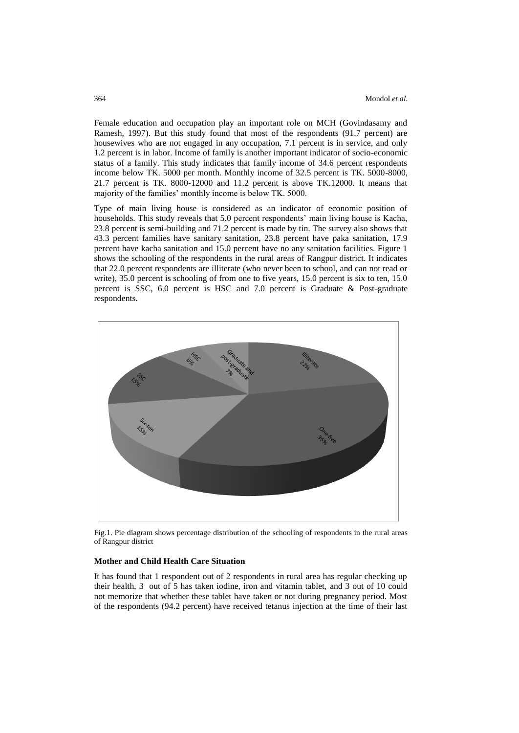Female education and occupation play an important role on MCH (Govindasamy and Ramesh, 1997). But this study found that most of the respondents (91.7 percent) are housewives who are not engaged in any occupation, 7.1 percent is in service, and only 1.2 percent is in labor. Income of family is another important indicator of socio-economic status of a family. This study indicates that family income of 34.6 percent respondents income below TK. 5000 per month. Monthly income of 32.5 percent is TK. 5000-8000, 21.7 percent is TK. 8000-12000 and 11.2 percent is above TK.12000. It means that majority of the families' monthly income is below TK. 5000.

Type of main living house is considered as an indicator of economic position of households. This study reveals that 5.0 percent respondents' main living house is Kacha, 23.8 percent is semi-building and 71.2 percent is made by tin. The survey also shows that 43.3 percent families have sanitary sanitation, 23.8 percent have paka sanitation, 17.9 percent have kacha sanitation and 15.0 percent have no any sanitation facilities. Figure 1 shows the schooling of the respondents in the rural areas of Rangpur district. It indicates that 22.0 percent respondents are illiterate (who never been to school, and can not read or write), 35.0 percent is schooling of from one to five years, 15.0 percent is six to ten, 15.0 percent is SSC, 6.0 percent is HSC and 7.0 percent is Graduate & Post-graduate respondents.

Fig.1. Pie diagram shows percentage distribution of the schooling of respondents in the rural areas of Rangpur district

**Mother and Child Health Care Situation**

It has found that 1 respondent out of 2 respondents in rural area has regular checking up their health, 3 out of 5 has taken iodine, iron and vitamin tablet, and 3 out of 10 could not memorize that whether these tablet have taken or not during pregnancy period. Most of the respondents (94.2 percent) have received tetanus injection at the time of their last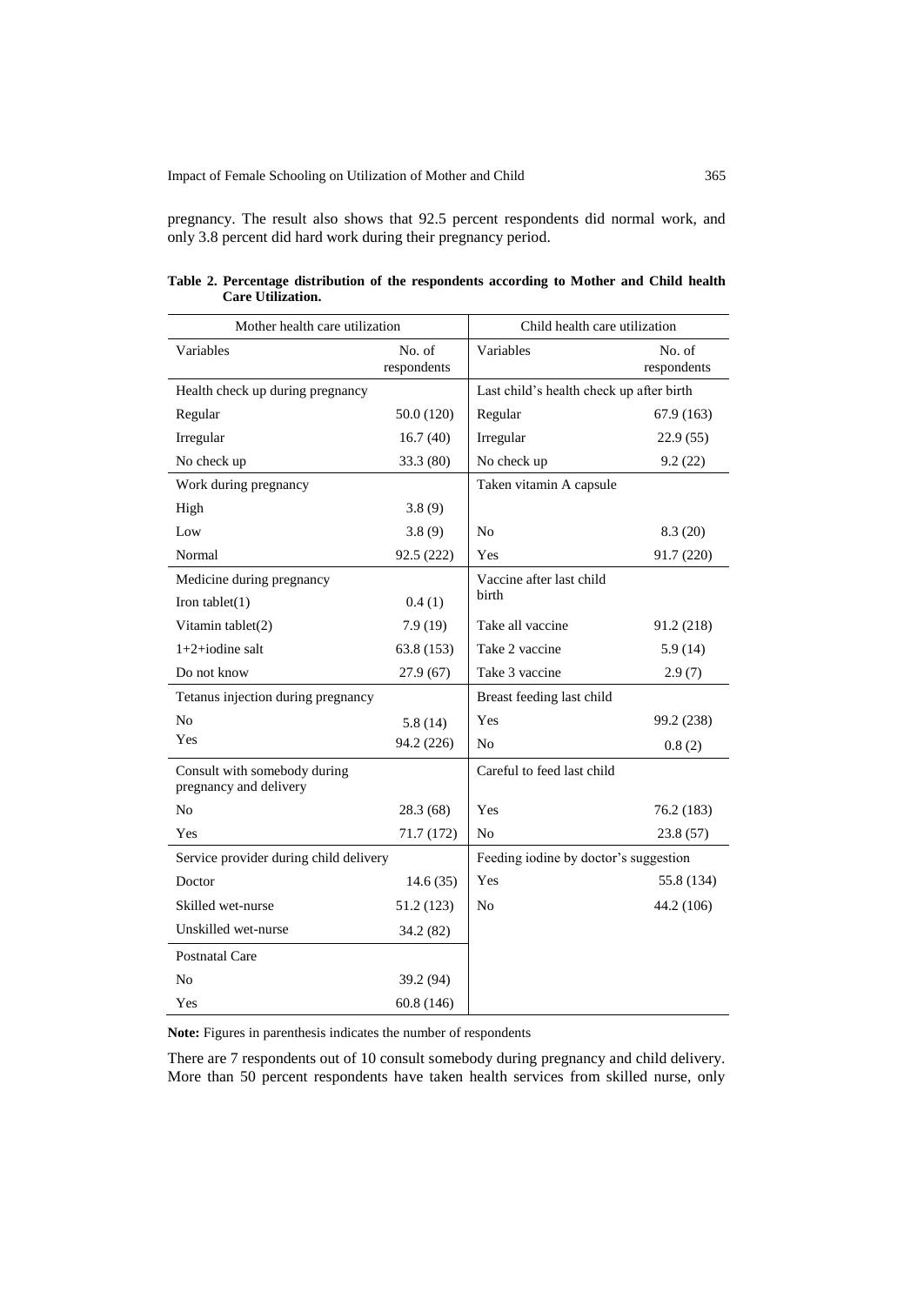pregnancy. The result also shows that 92.5 percent respondents did normal work, and only 3.8 percent did hard work during their pregnancy period.

**Table 2. Percentage distribution of the respondents according to Mother and Child health Care Utilization.**

| Mother health care utilization | | Child health care utilization | |
|---|---|---|---|
| Variables | No. of respondents | Variables | No. of respondents |
| Health check up during pregnancy | | Last child's health check up after birth | |
| Regular | 50.0 (120) | Regular | 67.9 (163) |
| Irregular | 16.7 (40) | Irregular | 22.9 (55) |
| No check up | 33.3 (80) | No check up | 9.2 (22) |
| Work during pregnancy | | Taken vitamin A capsule | |
| High | 3.8 (9) | | |
| Low | 3.8 (9) | No | 8.3 (20) |
| Normal | 92.5 (222) | Yes | 91.7 (220) |
| Medicine during pregnancy | | Vaccine after last child birth | |
| Iron tablet(1) | 0.4 (1) | | |
| Vitamin tablet(2) | 7.9 (19) | Take all vaccine | 91.2 (218) |
| 1+2+iodine salt | 63.8 (153) | Take 2 vaccine | 5.9 (14) |
| Do not know | 27.9 (67) | Take 3 vaccine | 2.9 (7) |
| Tetanus injection during pregnancy | | Breast feeding last child | |
| No | 5.8 (14) | Yes | 99.2 (238) |
| Yes | 94.2 (226) | No | 0.8 (2) |
| Consult with somebody during pregnancy and delivery | | Careful to feed last child | |
| No | 28.3 (68) | Yes | 76.2 (183) |
| Yes | 71.7 (172) | No | 23.8 (57) |
| Service provider during child delivery | | Feeding iodine by doctor's suggestion | |
| Doctor | 14.6 (35) | Yes | 55.8 (134) |
| Skilled wet-nurse | 51.2 (123) | No | 44.2 (106) |
| Unskilled wet-nurse | 34.2 (82) | | |
| Postnatal Care | | | |
| No | 39.2 (94) | | |
| Yes | 60.8 (146) | | |

**Note:** Figures in parenthesis indicates the number of respondents

There are 7 respondents out of 10 consult somebody during pregnancy and child delivery. More than 50 percent respondents have taken health services from skilled nurse, only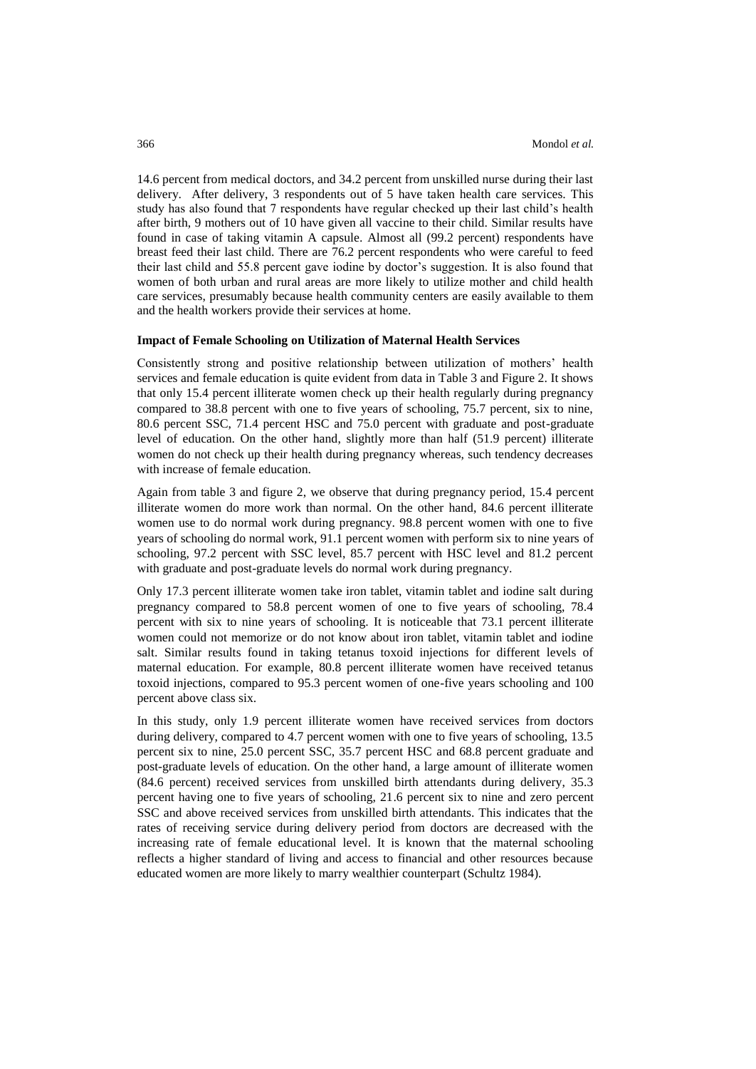14.6 percent from medical doctors, and 34.2 percent from unskilled nurse during their last delivery. After delivery, 3 respondents out of 5 have taken health care services. This study has also found that 7 respondents have regular checked up their last child's health after birth, 9 mothers out of 10 have given all vaccine to their child. Similar results have found in case of taking vitamin A capsule. Almost all (99.2 percent) respondents have breast feed their last child. There are 76.2 percent respondents who were careful to feed their last child and 55.8 percent gave iodine by doctor's suggestion. It is also found that women of both urban and rural areas are more likely to utilize mother and child health care services, presumably because health community centers are easily available to them and the health workers provide their services at home.

**Impact of Female Schooling on Utilization of Maternal Health Services**

Consistently strong and positive relationship between utilization of mothers' health services and female education is quite evident from data in Table 3 and Figure 2. It shows that only 15.4 percent illiterate women check up their health regularly during pregnancy compared to 38.8 percent with one to five years of schooling, 75.7 percent, six to nine, 80.6 percent SSC, 71.4 percent HSC and 75.0 percent with graduate and post-graduate level of education. On the other hand, slightly more than half (51.9 percent) illiterate women do not check up their health during pregnancy whereas, such tendency decreases with increase of female education.

Again from table 3 and figure 2, we observe that during pregnancy period, 15.4 percent illiterate women do more work than normal. On the other hand, 84.6 percent illiterate women use to do normal work during pregnancy. 98.8 percent women with one to five years of schooling do normal work, 91.1 percent women with perform six to nine years of schooling, 97.2 percent with SSC level, 85.7 percent with HSC level and 81.2 percent with graduate and post-graduate levels do normal work during pregnancy.

Only 17.3 percent illiterate women take iron tablet, vitamin tablet and iodine salt during pregnancy compared to 58.8 percent women of one to five years of schooling, 78.4 percent with six to nine years of schooling. It is noticeable that 73.1 percent illiterate women could not memorize or do not know about iron tablet, vitamin tablet and iodine salt. Similar results found in taking tetanus toxoid injections for different levels of maternal education. For example, 80.8 percent illiterate women have received tetanus toxoid injections, compared to 95.3 percent women of one-five years schooling and 100 percent above class six.

In this study, only 1.9 percent illiterate women have received services from doctors during delivery, compared to 4.7 percent women with one to five years of schooling, 13.5 percent six to nine, 25.0 percent SSC, 35.7 percent HSC and 68.8 percent graduate and post-graduate levels of education. On the other hand, a large amount of illiterate women (84.6 percent) received services from unskilled birth attendants during delivery, 35.3 percent having one to five years of schooling, 21.6 percent six to nine and zero percent SSC and above received services from unskilled birth attendants. This indicates that the rates of receiving service during delivery period from doctors are decreased with the increasing rate of female educational level. It is known that the maternal schooling reflects a higher standard of living and access to financial and other resources because educated women are more likely to marry wealthier counterpart (Schultz 1984).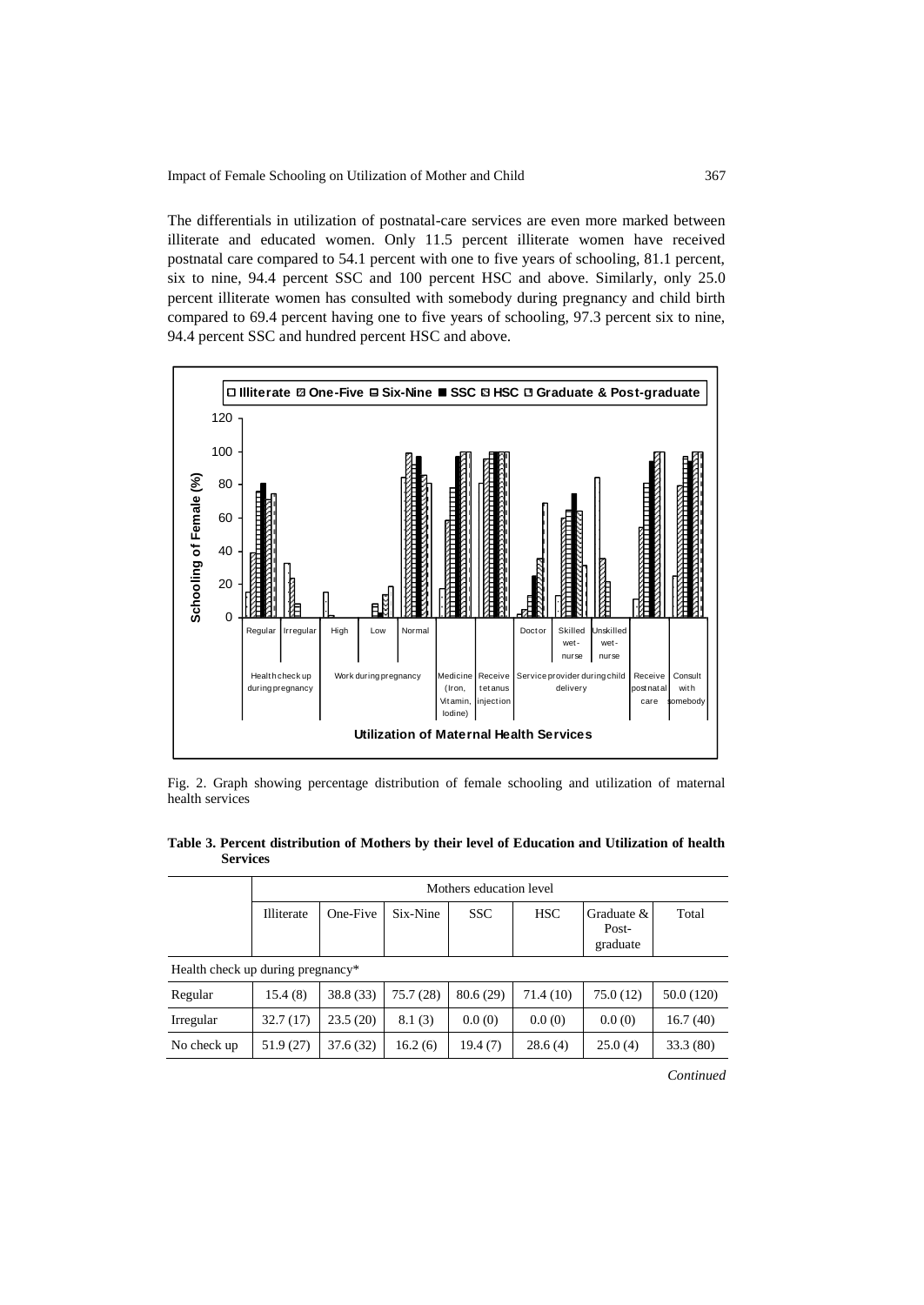The differentials in utilization of postnatal-care services are even more marked between illiterate and educated women. Only 11.5 percent illiterate women have received postnatal care compared to 54.1 percent with one to five years of schooling, 81.1 percent, six to nine, 94.4 percent SSC and 100 percent HSC and above. Similarly, only 25.0 percent illiterate women has consulted with somebody during pregnancy and child birth compared to 69.4 percent having one to five years of schooling, 97.3 percent six to nine, 94.4 percent SSC and hundred percent HSC and above.

Fig. 2. Graph showing percentage distribution of female schooling and utilization of maternal health services

**Table 3. Percent distribution of Mothers by their level of Education and Utilization of health Services**

| | Mothers education level | | | | | | |
|---|---|---|---|---|---|---|---|
| | Illiterate | One-Five | Six-Nine | SSC | HSC | Graduate & Post-graduate | Total |
| Health check up during pregnancy* | | | | | | | |
| Regular | 15.4 (8) | 38.8 (33) | 75.7 (28) | 80.6 (29) | 71.4 (10) | 75.0 (12) | 50.0 (120) |
| Irregular | 32.7 (17) | 23.5 (20) | 8.1 (3) | 0.0 (0) | 0.0 (0) | 0.0 (0) | 16.7 (40) |
| No check up | 51.9 (27) | 37.6 (32) | 16.2 (6) | 19.4 (7) | 28.6 (4) | 25.0 (4) | 33.3 (80) |

*Continued*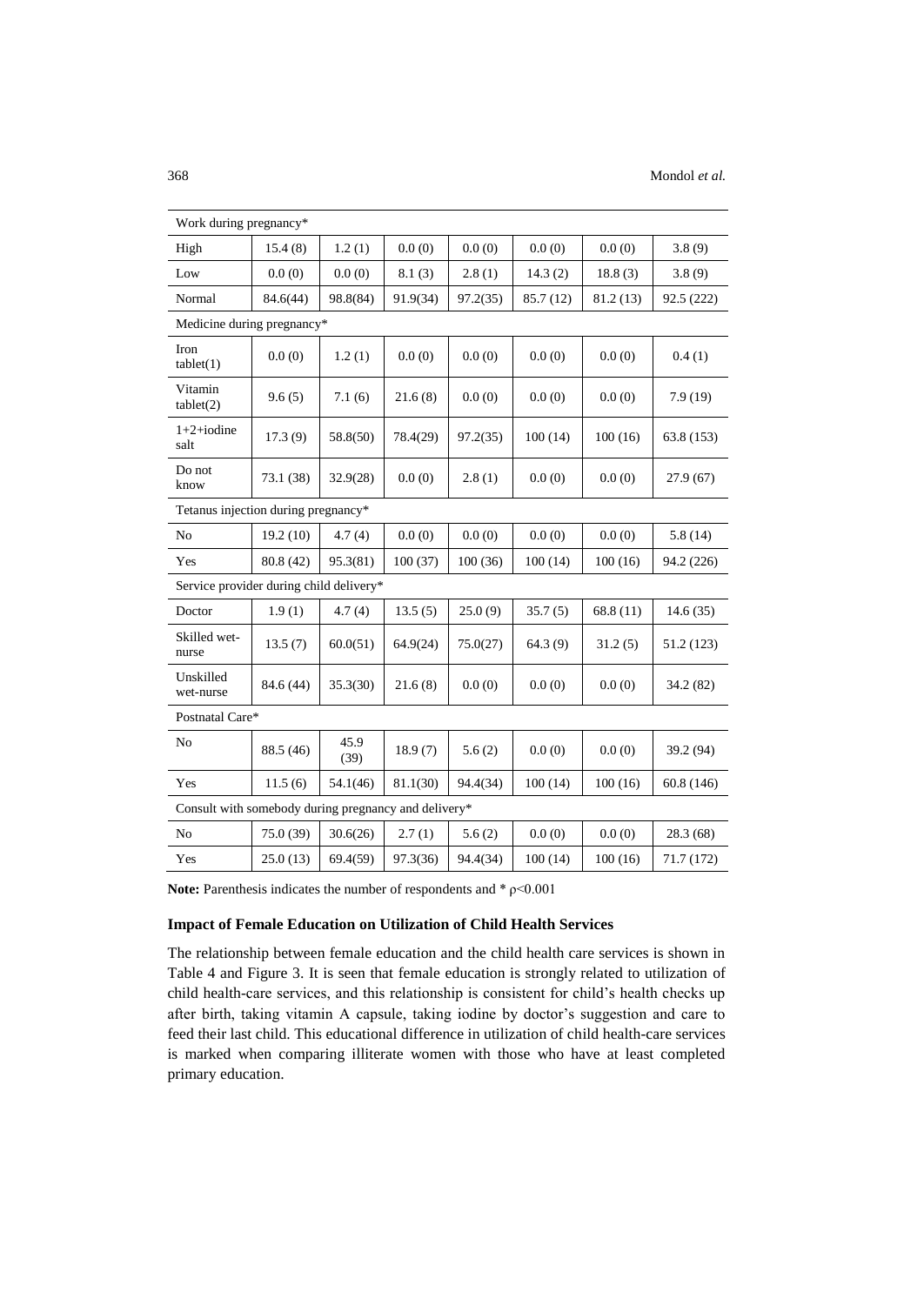| Work during pregnancy* | | | | | | | |
|---|---|---|---|---|---|---|---|
| High | 15.4 (8) | 1.2 (1) | 0.0 (0) | 0.0 (0) | 0.0 (0) | 0.0 (0) | 3.8 (9) |
| Low | 0.0 (0) | 0.0 (0) | 8.1 (3) | 2.8 (1) | 14.3 (2) | 18.8 (3) | 3.8 (9) |
| Normal | 84.6(44) | 98.8(84) | 91.9(34) | 97.2(35) | 85.7 (12) | 81.2 (13) | 92.5 (222) |
| Medicine during pregnancy* | | | | | | | |
| Iron tablet(1) | 0.0 (0) | 1.2 (1) | 0.0 (0) | 0.0 (0) | 0.0 (0) | 0.0 (0) | 0.4 (1) |
| Vitamin tablet(2) | 9.6 (5) | 7.1 (6) | 21.6 (8) | 0.0 (0) | 0.0 (0) | 0.0 (0) | 7.9 (19) |
| 1+2+iodine salt | 17.3 (9) | 58.8(50) | 78.4(29) | 97.2(35) | 100 (14) | 100 (16) | 63.8 (153) |
| Do not know | 73.1 (38) | 32.9(28) | 0.0 (0) | 2.8 (1) | 0.0 (0) | 0.0 (0) | 27.9 (67) |
| Tetanus injection during pregnancy* | | | | | | | |
| No | 19.2 (10) | 4.7 (4) | 0.0 (0) | 0.0 (0) | 0.0 (0) | 0.0 (0) | 5.8 (14) |
| Yes | 80.8 (42) | 95.3(81) | 100 (37) | 100 (36) | 100 (14) | 100 (16) | 94.2 (226) |
| Service provider during child delivery* | | | | | | | |
| Doctor | 1.9 (1) | 4.7 (4) | 13.5 (5) | 25.0 (9) | 35.7 (5) | 68.8 (11) | 14.6 (35) |
| Skilled wet-nurse | 13.5 (7) | 60.0(51) | 64.9(24) | 75.0(27) | 64.3 (9) | 31.2 (5) | 51.2 (123) |
| Unskilled wet-nurse | 84.6 (44) | 35.3(30) | 21.6 (8) | 0.0 (0) | 0.0 (0) | 0.0 (0) | 34.2 (82) |
| Postnatal Care* | | | | | | | |
| No | 88.5 (46) | 45.9 (39) | 18.9 (7) | 5.6 (2) | 0.0 (0) | 0.0 (0) | 39.2 (94) |
| Yes | 11.5 (6) | 54.1(46) | 81.1(30) | 94.4(34) | 100 (14) | 100 (16) | 60.8 (146) |
| Consult with somebody during pregnancy and delivery* | | | | | | | |
| No | 75.0 (39) | 30.6(26) | 2.7 (1) | 5.6 (2) | 0.0 (0) | 0.0 (0) | 28.3 (68) |
| Yes | 25.0 (13) | 69.4(59) | 97.3(36) | 94.4(34) | 100 (14) | 100 (16) | 71.7 (172) |

**Note:** Parenthesis indicates the number of respondents and * $\rho<0.001$

**Impact of Female Education on Utilization of Child Health Services**

The relationship between female education and the child health care services is shown in Table 4 and Figure 3. It is seen that female education is strongly related to utilization of child health-care services, and this relationship is consistent for child's health checks up after birth, taking vitamin A capsule, taking iodine by doctor's suggestion and care to feed their last child. This educational difference in utilization of child health-care services is marked when comparing illiterate women with those who have at least completed primary education.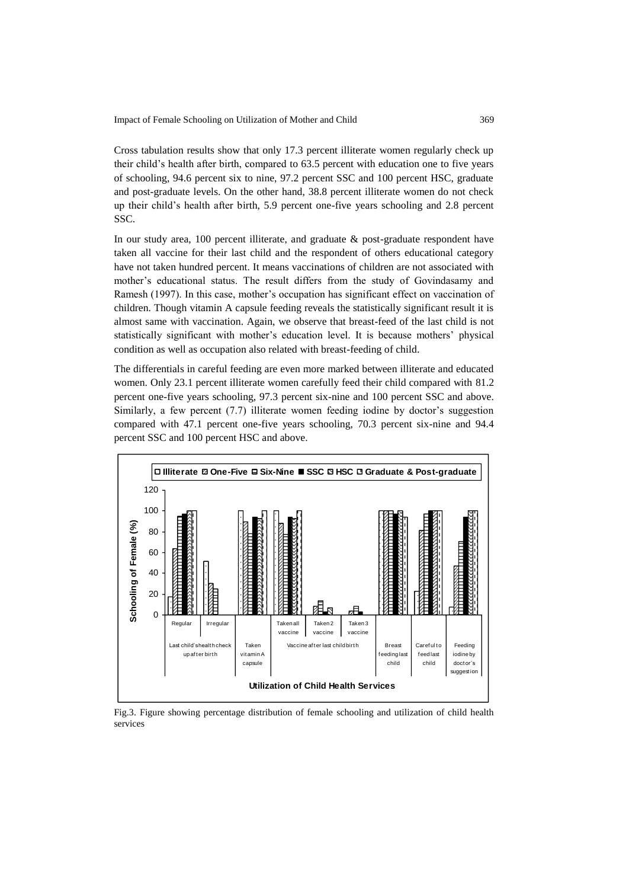Cross tabulation results show that only 17.3 percent illiterate women regularly check up their child's health after birth, compared to 63.5 percent with education one to five years of schooling, 94.6 percent six to nine, 97.2 percent SSC and 100 percent HSC, graduate and post-graduate levels. On the other hand, 38.8 percent illiterate women do not check up their child's health after birth, 5.9 percent one-five years schooling and 2.8 percent SSC.

In our study area, 100 percent illiterate, and graduate & post-graduate respondent have taken all vaccine for their last child and the respondent of others educational category have not taken hundred percent. It means vaccinations of children are not associated with mother's educational status. The result differs from the study of Govindasamy and Ramesh (1997). In this case, mother's occupation has significant effect on vaccination of children. Though vitamin A capsule feeding reveals the statistically significant result it is almost same with vaccination. Again, we observe that breast-feed of the last child is not statistically significant with mother's education level. It is because mothers' physical condition as well as occupation also related with breast-feeding of child.

The differentials in careful feeding are even more marked between illiterate and educated women. Only 23.1 percent illiterate women carefully feed their child compared with 81.2 percent one-five years schooling, 97.3 percent six-nine and 100 percent SSC and above. Similarly, a few percent (7.7) illiterate women feeding iodine by doctor's suggestion compared with 47.1 percent one-five years schooling, 70.3 percent six-nine and 94.4 percent SSC and 100 percent HSC and above.

Fig.3. Figure showing percentage distribution of female schooling and utilization of child health services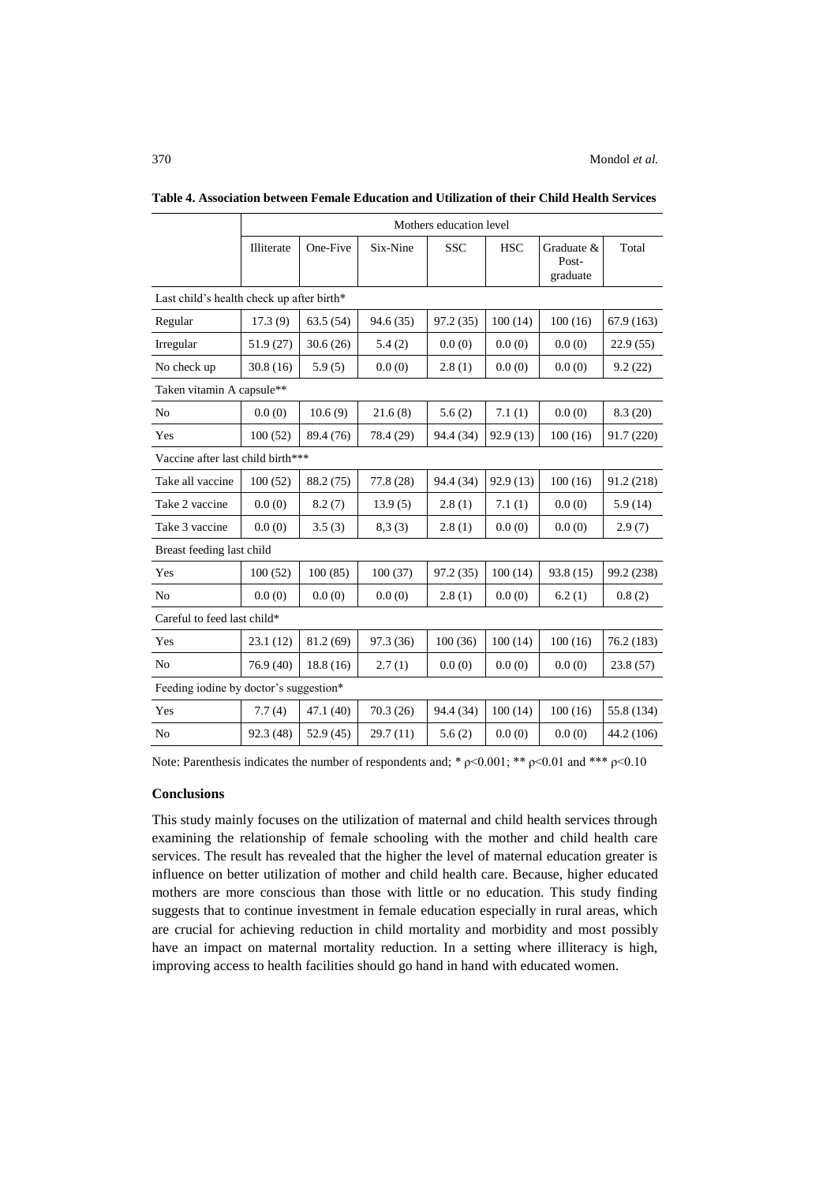**Table 4. Association between Female Education and Utilization of their Child Health Services**

| | Mothers education level | | | | | | |
|---|---|---|---|---|---|---|---|
| | Illiterate | One-Five | Six-Nine | SSC | HSC | Graduate & Post-graduate | Total |
| Last child's health check up after birth* | | | | | | | |
| Regular | 17.3 (9) | 63.5 (54) | 94.6 (35) | 97.2 (35) | 100 (14) | 100 (16) | 67.9 (163) |
| Irregular | 51.9 (27) | 30.6 (26) | 5.4 (2) | 0.0 (0) | 0.0 (0) | 0.0 (0) | 22.9 (55) |
| No check up | 30.8 (16) | 5.9 (5) | 0.0 (0) | 2.8 (1) | 0.0 (0) | 0.0 (0) | 9.2 (22) |
| Taken vitamin A capsule** | | | | | | | |
| No | 0.0 (0) | 10.6 (9) | 21.6 (8) | 5.6 (2) | 7.1 (1) | 0.0 (0) | 8.3 (20) |
| Yes | 100 (52) | 89.4 (76) | 78.4 (29) | 94.4 (34) | 92.9 (13) | 100 (16) | 91.7 (220) |
| Vaccine after last child birth*** | | | | | | | |
| Take all vaccine | 100 (52) | 88.2 (75) | 77.8 (28) | 94.4 (34) | 92.9 (13) | 100 (16) | 91.2 (218) |
| Take 2 vaccine | 0.0 (0) | 8.2 (7) | 13.9 (5) | 2.8 (1) | 7.1 (1) | 0.0 (0) | 5.9 (14) |
| Take 3 vaccine | 0.0 (0) | 3.5 (3) | 8,3 (3) | 2.8 (1) | 0.0 (0) | 0.0 (0) | 2.9 (7) |
| Breast feeding last child | | | | | | | |
| Yes | 100 (52) | 100 (85) | 100 (37) | 97.2 (35) | 100 (14) | 93.8 (15) | 99.2 (238) |
| No | 0.0 (0) | 0.0 (0) | 0.0 (0) | 2.8 (1) | 0.0 (0) | 6.2 (1) | 0.8 (2) |
| Careful to feed last child* | | | | | | | |
| Yes | 23.1 (12) | 81.2 (69) | 97.3 (36) | 100 (36) | 100 (14) | 100 (16) | 76.2 (183) |
| No | 76.9 (40) | 18.8 (16) | 2.7 (1) | 0.0 (0) | 0.0 (0) | 0.0 (0) | 23.8 (57) |
| Feeding iodine by doctor's suggestion* | | | | | | | |
| Yes | 7.7 (4) | 47.1 (40) | 70.3 (26) | 94.4 (34) | 100 (14) | 100 (16) | 55.8 (134) |
| No | 92.3 (48) | 52.9 (45) | 29.7 (11) | 5.6 (2) | 0.0 (0) | 0.0 (0) | 44.2 (106) |

Note: Parenthesis indicates the number of respondents and; * $\rho<0.001$; ** $\rho<0.01$ and *** $\rho<0.10$

## Conclusions

This study mainly focuses on the utilization of maternal and child health services through examining the relationship of female schooling with the mother and child health care services. The result has revealed that the higher the level of maternal education greater is influence on better utilization of mother and child health care. Because, higher educated mothers are more conscious than those with little or no education. This study finding suggests that to continue investment in female education especially in rural areas, which are crucial for achieving reduction in child mortality and morbidity and most possibly have an impact on maternal mortality reduction. In a setting where illiteracy is high, improving access to health facilities should go hand in hand with educated women.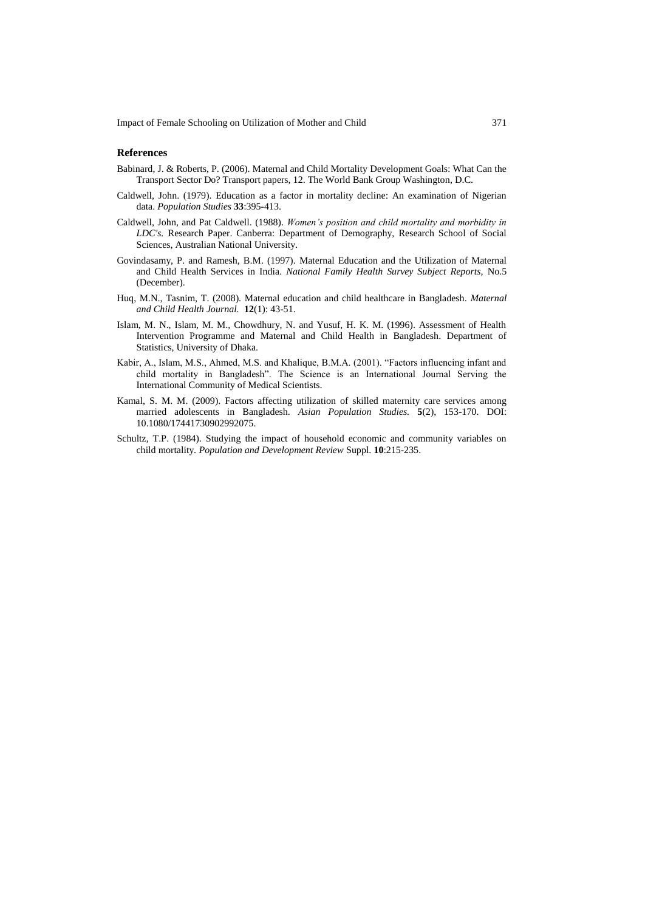## References

Babinard, J. & Roberts, P. (2006). Maternal and Child Mortality Development Goals: What Can the Transport Sector Do? Transport papers, 12. The World Bank Group Washington, D.C.

Caldwell, John. (1979). Education as a factor in mortality decline: An examination of Nigerian data. *Population Studies* **33**:395-413.

Caldwell, John, and Pat Caldwell. (1988). *Women's position and child mortality and morbidity in LDC's.* Research Paper. Canberra: Department of Demography, Research School of Social Sciences, Australian National University.

Govindasamy, P. and Ramesh, B.M. (1997). Maternal Education and the Utilization of Maternal and Child Health Services in India. *National Family Health Survey Subject Reports,* No.5 (December).

Huq, M.N., Tasnim, T. (2008). Maternal education and child healthcare in Bangladesh. *Maternal and Child Health Journal.* **12**(1): 43-51.

Islam, M. N., Islam, M. M., Chowdhury, N. and Yusuf, H. K. M. (1996). Assessment of Health Intervention Programme and Maternal and Child Health in Bangladesh. Department of Statistics, University of Dhaka.

Kabir, A., Islam, M.S., Ahmed, M.S. and Khalique, B.M.A. (2001). "Factors influencing infant and child mortality in Bangladesh". The Science is an International Journal Serving the International Community of Medical Scientists.

Kamal, S. M. M. (2009). Factors affecting utilization of skilled maternity care services among married adolescents in Bangladesh. *Asian Population Studies.* **5**(2), 153-170. DOI: 10.1080/17441730902992075.

Schultz, T.P. (1984). Studying the impact of household economic and community variables on child mortality. *Population and Development Review* Suppl. **10**:215-235.